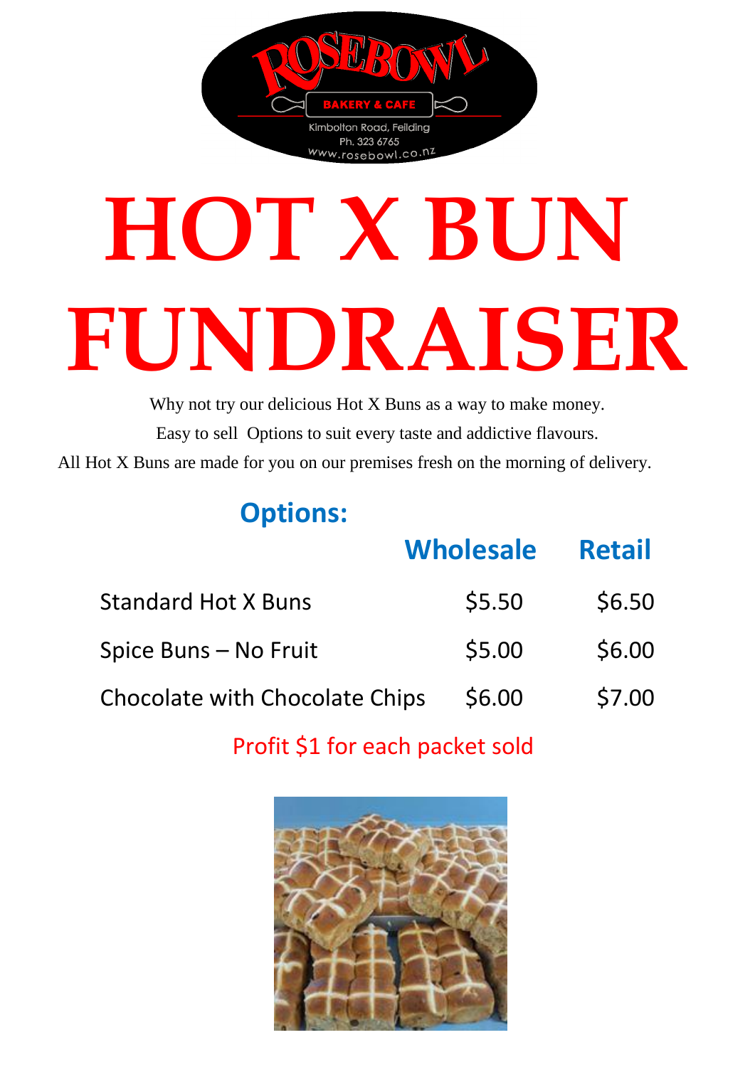ROSEBOWL

BAKERY & CAFE

Kimbolton Road, Feilding

Ph. 323 6765

www.rosebowl.co.nz

# HOT X BUN FUNDRAISER

Why not try our delicious Hot X Buns as a way to make money.

Easy to sell  Options to suit every taste and addictive flavours.

All Hot X Buns are made for you on our premises fresh on the morning of delivery.

## Options:

| | Wholesale | Retail |
|---|---|---|
| Standard Hot X Buns | $5.50 | $6.50 |
| Spice Buns – No Fruit | $5.00 | $6.00 |
| Chocolate with Chocolate Chips | $6.00 | $7.00 |

Profit $1 for each packet sold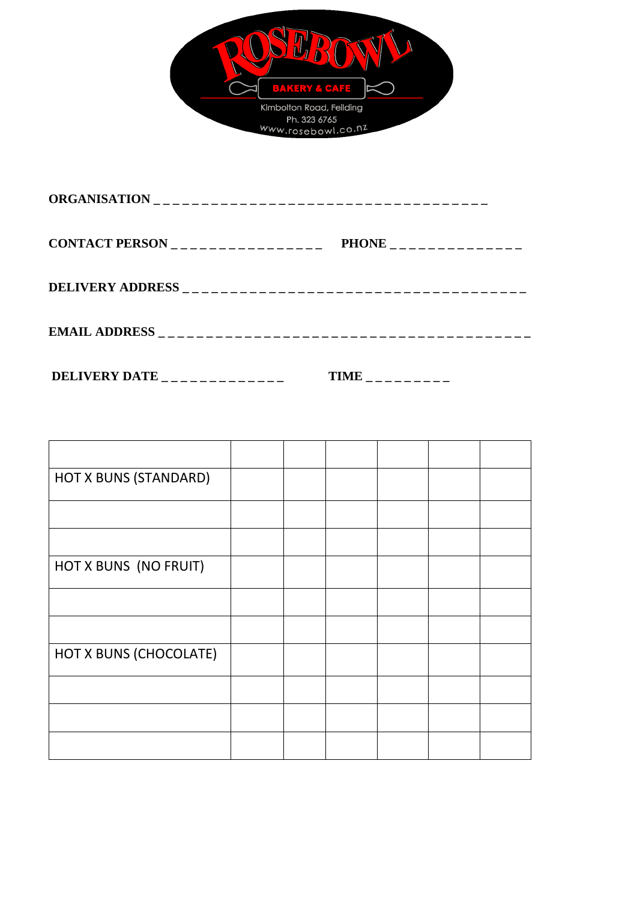ROSEBOWL

BAKERY & CAFE

Kimbolton Road, Feilding

Ph. 323 6765

www.rosebowl.co.nz

**ORGANISATION** _ _ _ _ _ _ _ _ _ _ _ _ _ _ _ _ _ _ _ _ _ _ _ _ _ _ _ _ _ _ _ _ _ _ _

**CONTACT PERSON** _ _ _ _ _ _ _ _ _ _ _ _ _ _ _ _ _ **PHONE** _ _ _ _ _ _ _ _ _ _ _ _ _ _

**DELIVERY ADDRESS** _ _ _ _ _ _ _ _ _ _ _ _ _ _ _ _ _ _ _ _ _ _ _ _ _ _ _ _ _ _ _ _ _ _ _ _ _

**EMAIL ADDRESS** _ _ _ _ _ _ _ _ _ _ _ _ _ _ _ _ _ _ _ _ _ _ _ _ _ _ _ _ _ _ _ _ _ _ _ _ _ _ _ _ _

**DELIVERY DATE** _ _ _ _ _ _ _ _ _ _ _ _ _ _ **TIME** _ _ _ _ _ _ _ _ _

| | | | | | | |
|---|---|---|---|---|---|---|
| HOT X BUNS (STANDARD) | | | | | | |
| | | | | | | |
| | | | | | | |
| HOT X BUNS (NO FRUIT) | | | | | | |
| | | | | | | |
| | | | | | | |
| HOT X BUNS (CHOCOLATE) | | | | | | |
| | | | | | | |
| | | | | | | |
| | | | | | | |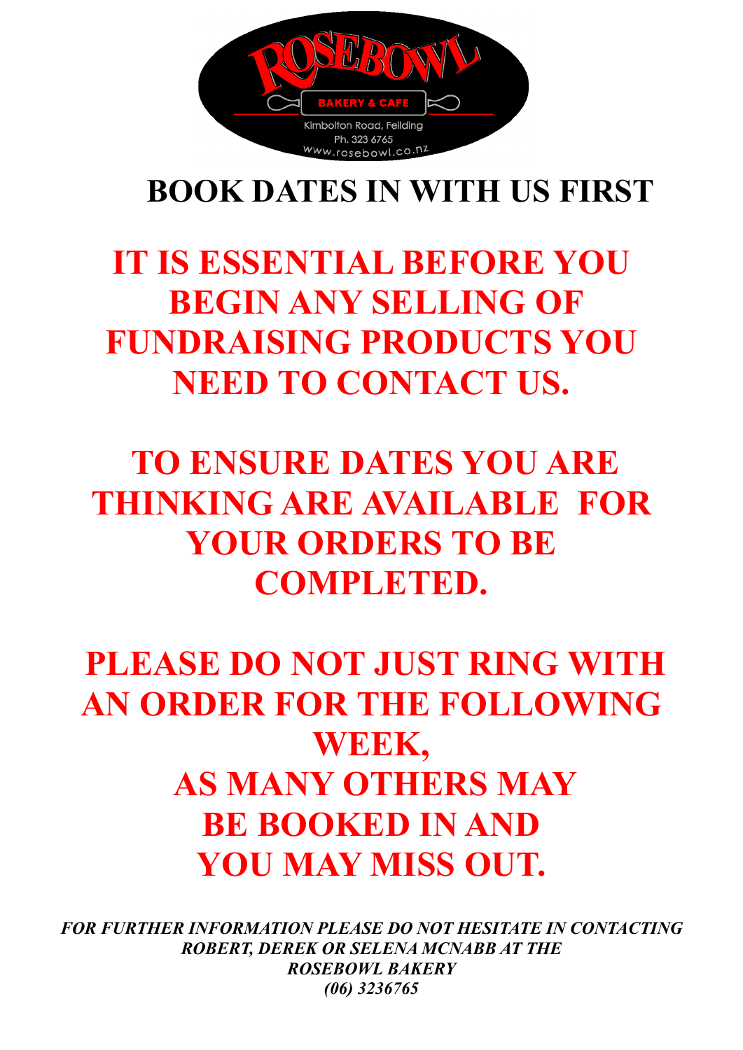ROSEBOWL
BAKERY & CAFE
Kimbolton Road, Feilding
Ph. 323 6765
www.rosebowl.co.nz

# BOOK DATES IN WITH US FIRST

## IT IS ESSENTIAL BEFORE YOU BEGIN ANY SELLING OF FUNDRAISING PRODUCTS YOU NEED TO CONTACT US.

## TO ENSURE DATES YOU ARE THINKING ARE AVAILABLE FOR YOUR ORDERS TO BE COMPLETED.

## PLEASE DO NOT JUST RING WITH AN ORDER FOR THE FOLLOWING WEEK, AS MANY OTHERS MAY BE BOOKED IN AND YOU MAY MISS OUT.

***FOR FURTHER INFORMATION PLEASE DO NOT HESITATE IN CONTACTING ROBERT, DEREK OR SELENA MCNABB AT THE ROSEBOWL BAKERY (06) 3236765***